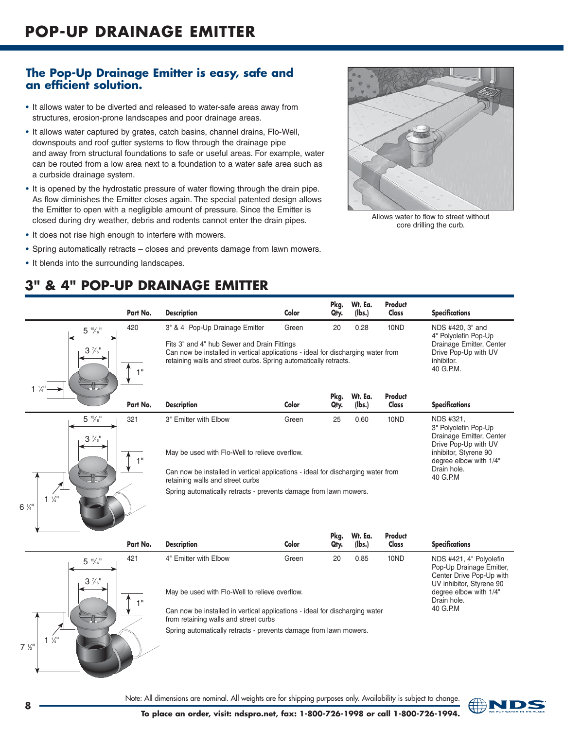# POP-UP DRAINAGE EMITTER

## The Pop-Up Drainage Emitter is easy, safe and an efficient solution.

- It allows water to be diverted and released to water-safe areas away from structures, erosion-prone landscapes and poor drainage areas.
- It allows water captured by grates, catch basins, channel drains, Flo-Well, downspouts and roof gutter systems to flow through the drainage pipe and away from structural foundations to safe or useful areas. For example, water can be routed from a low area next to a foundation to a water safe area such as a curbside drainage system.
- It is opened by the hydrostatic pressure of water flowing through the drain pipe. As flow diminishes the Emitter closes again. The special patented design allows the Emitter to open with a negligible amount of pressure. Since the Emitter is closed during dry weather, debris and rodents cannot enter the drain pipes.
- It does not rise high enough to interfere with mowers.
- Spring automatically retracts – closes and prevents damage from lawn mowers.
- It blends into the surrounding landscapes.

Allows water to flow to street without core drilling the curb.

## 3" & 4" POP-UP DRAINAGE EMITTER

| Part No. | Description | Color | Pkg. Qty. | Wt. Ea. (lbs.) | Product Class | Specifications |
|---|---|---|---|---|---|---|
| 420 | 3" & 4" Pop-Up Drainage Emitter<br>Fits 3" and 4" hub Sewer and Drain Fittings<br>Can now be installed in vertical applications - ideal for discharging water from retaining walls and street curbs. Spring automatically retracts. | Green | 20 | 0.28 | 10ND | NDS #420, 3" and 4" Polyolefin Pop-Up Drainage Emitter, Center Drive Pop-Up with UV inhibitor. 40 G.P.M. |

Dimensions: 5 15/16", 3 7/16", 1", 1 1/4"

| Part No. | Description | Color | Pkg. Qty. | Wt. Ea. (lbs.) | Product Class | Specifications |
|---|---|---|---|---|---|---|
| 321 | 3" Emitter with Elbow<br>May be used with Flo-Well to relieve overflow.<br>Can now be installed in vertical applications - ideal for discharging water from retaining walls and street curbs<br>Spring automatically retracts - prevents damage from lawn mowers. | Green | 25 | 0.60 | 10ND | NDS #321, 3" Polyolefin Pop-Up Drainage Emitter, Center Drive Pop-Up with UV inhibitor, Styrene 90 degree elbow with 1/4" Drain hole. 40 G.P.M |

Dimensions: 5 15/16", 3 7/16", 1", 1 1/4", 6 1/4"

| Part No. | Description | Color | Pkg. Qty. | Wt. Ea. (lbs.) | Product Class | Specifications |
|---|---|---|---|---|---|---|
| 421 | 4" Emitter with Elbow<br>May be used with Flo-Well to relieve overflow.<br>Can now be installed in vertical applications - ideal for discharging water from retaining walls and street curbs<br>Spring automatically retracts - prevents damage from lawn mowers. | Green | 20 | 0.85 | 10ND | NDS #421, 4" Polyolefin Pop-Up Drainage Emitter, Center Drive Pop-Up with UV inhibitor, Styrene 90 degree elbow with 1/4" Drain hole. 40 G.P.M |

Dimensions: 5 15/16", 3 7/16", 1", 1 1/4", 7 1/2"

Note: All dimensions are nominal. All weights are for shipping purposes only. Availability is subject to change.

**To place an order, visit: ndspro.net, fax: 1-800-726-1998 or call 1-800-726-1994.**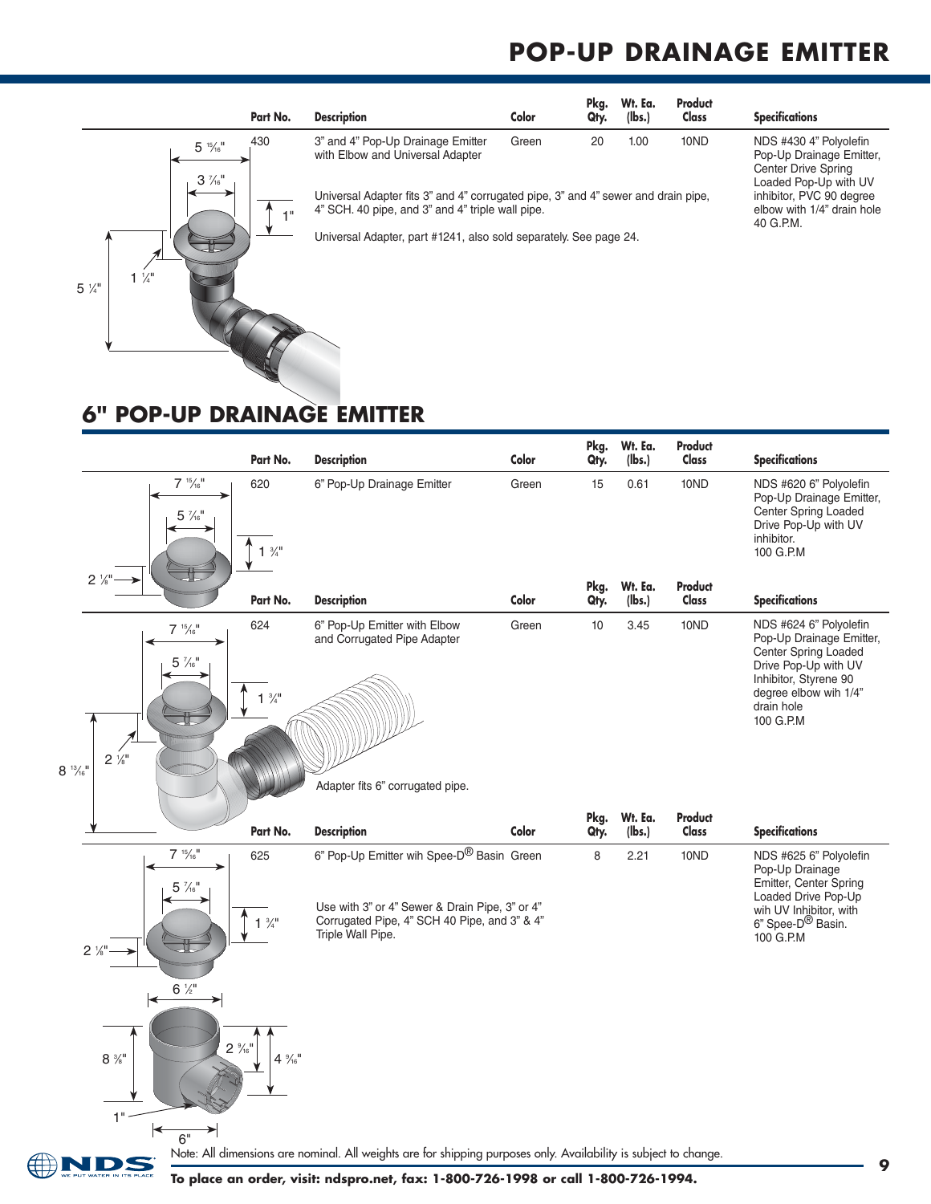# POP-UP DRAINAGE EMITTER

| Part No. | Description | Color | Pkg. Qty. | Wt. Ea. (lbs.) | Product Class | Specifications |
|---|---|---|---|---|---|---|
| 430 | 3" and 4" Pop-Up Drainage Emitter with Elbow and Universal Adapter<br><br>Universal Adapter fits 3" and 4" corrugated pipe, 3" and 4" sewer and drain pipe, 4" SCH. 40 pipe, and 3" and 4" triple wall pipe.<br><br>Universal Adapter, part #1241, also sold separately. See page 24. | Green | 20 | 1.00 | 10ND | NDS #430 4" Polyolefin Pop-Up Drainage Emitter, Center Drive Spring Loaded Pop-Up with UV inhibitor, PVC 90 degree elbow with 1/4" drain hole 40 G.P.M. |

5 15/16"
3 7/16"
1"
1 1/4"
5 1/4"

## 6" POP-UP DRAINAGE EMITTER

| Part No. | Description | Color | Pkg. Qty. | Wt. Ea. (lbs.) | Product Class | Specifications |
|---|---|---|---|---|---|---|
| 620 | 6" Pop-Up Drainage Emitter | Green | 15 | 0.61 | 10ND | NDS #620 6" Polyolefin Pop-Up Drainage Emitter, Center Spring Loaded Drive Pop-Up with UV inhibitor. 100 G.P.M |

7 15/16"
5 7/16"
1 3/4"
2 1/8"

| Part No. | Description | Color | Pkg. Qty. | Wt. Ea. (lbs.) | Product Class | Specifications |
|---|---|---|---|---|---|---|
| 624 | 6" Pop-Up Emitter with Elbow and Corrugated Pipe Adapter<br><br>Adapter fits 6" corrugated pipe. | Green | 10 | 3.45 | 10ND | NDS #624 6" Polyolefin Pop-Up Drainage Emitter, Center Spring Loaded Drive Pop-Up with UV Inhibitor, Styrene 90 degree elbow wih 1/4" drain hole 100 G.P.M |

7 15/16"
5 7/16"
1 3/4"
2 1/8"
8 13/16"

| Part No. | Description | Color | Pkg. Qty. | Wt. Ea. (lbs.) | Product Class | Specifications |
|---|---|---|---|---|---|---|
| 625 | 6" Pop-Up Emitter wih Spee-D® Basin<br><br>Use with 3" or 4" Sewer & Drain Pipe, 3" or 4" Corrugated Pipe, 4" SCH 40 Pipe, and 3" & 4" Triple Wall Pipe. | Green | 8 | 2.21 | 10ND | NDS #625 6" Polyolefin Pop-Up Drainage Emitter, Center Spring Loaded Drive Pop-Up wih UV Inhibitor, with 6" Spee-D® Basin. 100 G.P.M |

7 15/16"
5 7/16"
1 3/4"
2 1/8"
6 1/2"
8 3/8"
2 9/16"
4 9/16"
1"
6"

Note: All dimensions are nominal. All weights are for shipping purposes only. Availability is subject to change.

**To place an order, visit: ndspro.net, fax: 1-800-726-1998 or call 1-800-726-1994.**